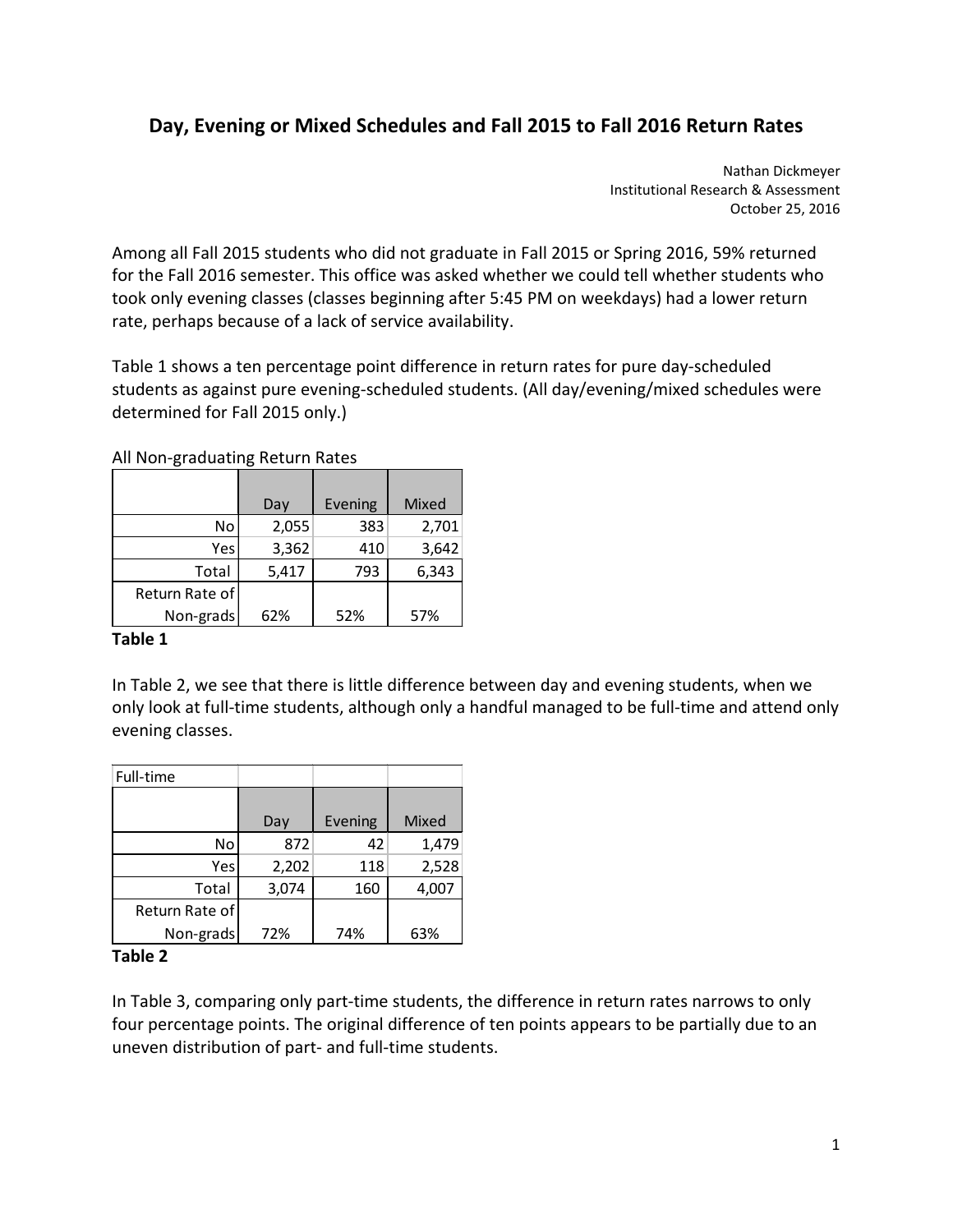# Day, Evening or Mixed Schedules and Fall 2015 to Fall 2016 Return Rates

Nathan Dickmeyer
Institutional Research & Assessment
October 25, 2016

Among all Fall 2015 students who did not graduate in Fall 2015 or Spring 2016, 59% returned for the Fall 2016 semester. This office was asked whether we could tell whether students who took only evening classes (classes beginning after 5:45 PM on weekdays) had a lower return rate, perhaps because of a lack of service availability.

Table 1 shows a ten percentage point difference in return rates for pure day-scheduled students as against pure evening-scheduled students. (All day/evening/mixed schedules were determined for Fall 2015 only.)

All Non-graduating Return Rates

| | Day | Evening | Mixed |
|---|---|---|---|
| No | 2,055 | 383 | 2,701 |
| Yes | 3,362 | 410 | 3,642 |
| Total | 5,417 | 793 | 6,343 |
| Return Rate of Non-grads | 62% | 52% | 57% |

**Table 1**

In Table 2, we see that there is little difference between day and evening students, when we only look at full-time students, although only a handful managed to be full-time and attend only evening classes.

Full-time

| | Day | Evening | Mixed |
|---|---|---|---|
| No | 872 | 42 | 1,479 |
| Yes | 2,202 | 118 | 2,528 |
| Total | 3,074 | 160 | 4,007 |
| Return Rate of Non-grads | 72% | 74% | 63% |

**Table 2**

In Table 3, comparing only part-time students, the difference in return rates narrows to only four percentage points. The original difference of ten points appears to be partially due to an uneven distribution of part- and full-time students.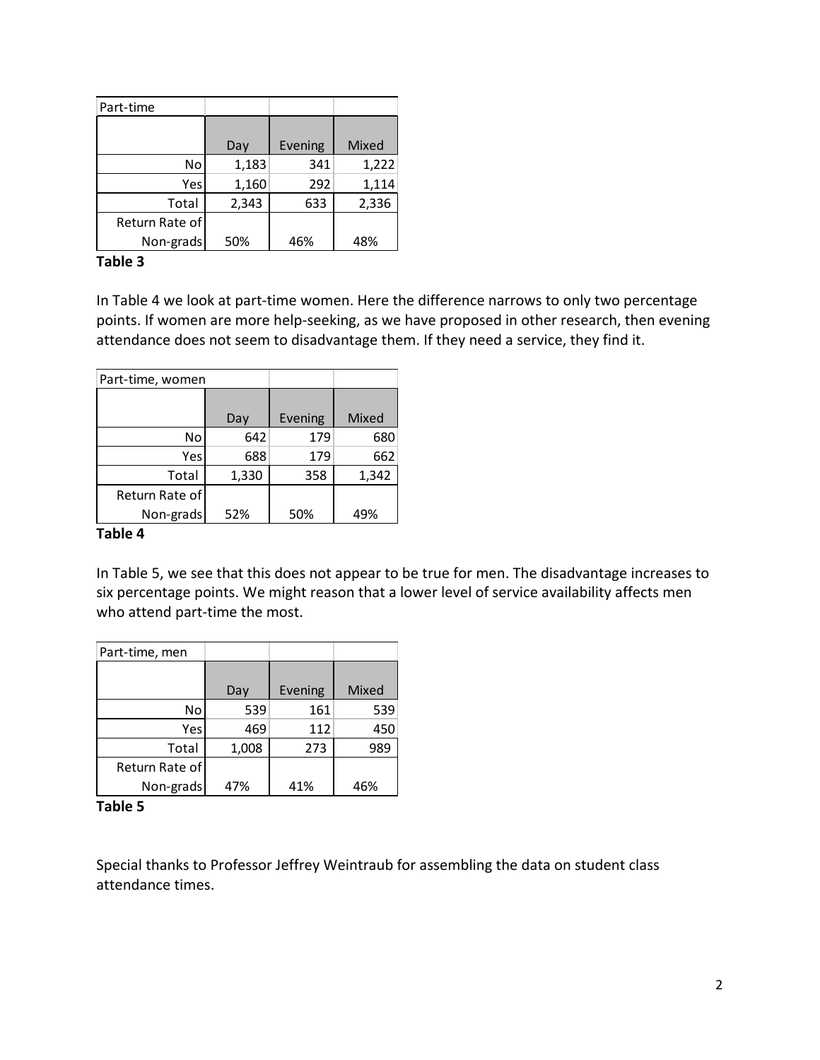| Part-time | | | |
|---|---|---|---|
| | Day | Evening | Mixed |
| No | 1,183 | 341 | 1,222 |
| Yes | 1,160 | 292 | 1,114 |
| Total | 2,343 | 633 | 2,336 |
| Return Rate of Non-grads | 50% | 46% | 48% |

**Table 3**

In Table 4 we look at part-time women. Here the difference narrows to only two percentage points. If women are more help-seeking, as we have proposed in other research, then evening attendance does not seem to disadvantage them. If they need a service, they find it.

| Part-time, women | | | |
|---|---|---|---|
| | Day | Evening | Mixed |
| No | 642 | 179 | 680 |
| Yes | 688 | 179 | 662 |
| Total | 1,330 | 358 | 1,342 |
| Return Rate of Non-grads | 52% | 50% | 49% |

**Table 4**

In Table 5, we see that this does not appear to be true for men. The disadvantage increases to six percentage points. We might reason that a lower level of service availability affects men who attend part-time the most.

| Part-time, men | | | |
|---|---|---|---|
| | Day | Evening | Mixed |
| No | 539 | 161 | 539 |
| Yes | 469 | 112 | 450 |
| Total | 1,008 | 273 | 989 |
| Return Rate of Non-grads | 47% | 41% | 46% |

**Table 5**

Special thanks to Professor Jeffrey Weintraub for assembling the data on student class attendance times.